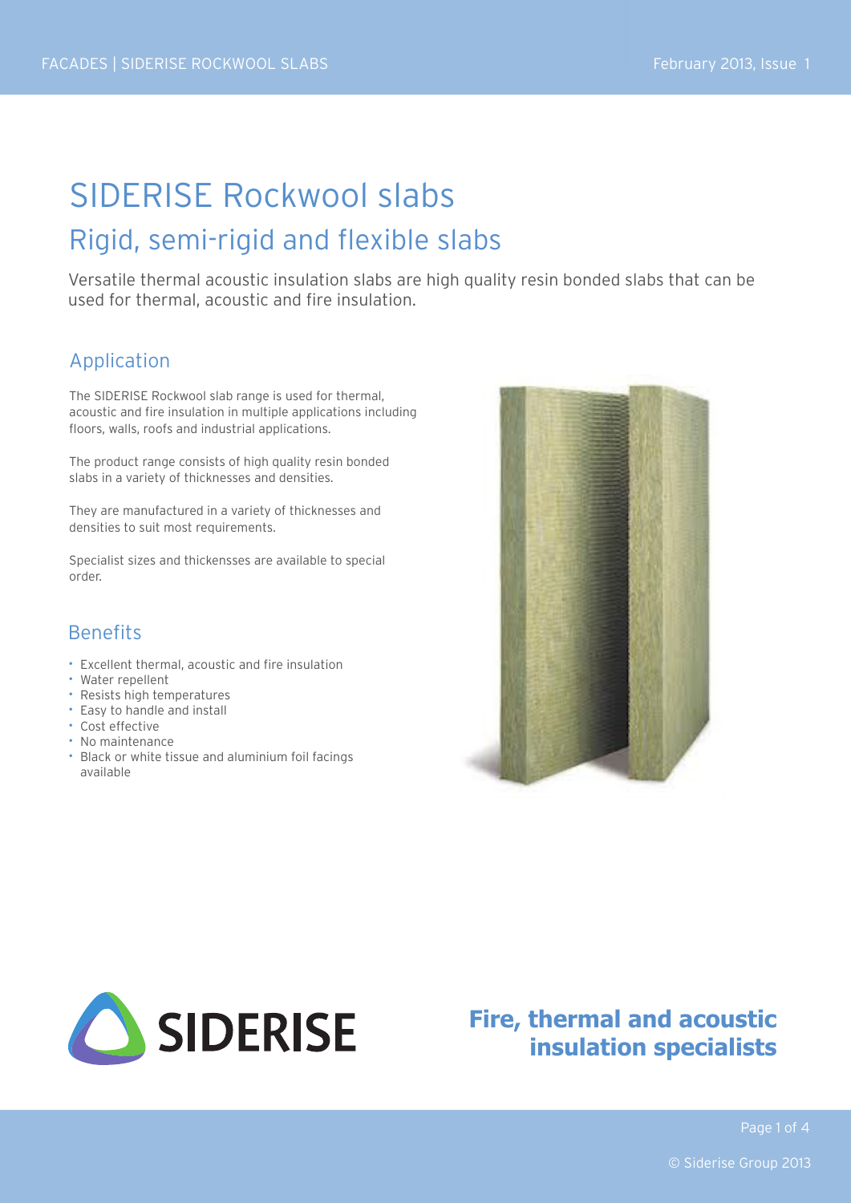# SIDERISE Rockwool slabs

## Rigid, semi-rigid and flexible slabs

Versatile thermal acoustic insulation slabs are high quality resin bonded slabs that can be used for thermal, acoustic and fire insulation.

### Application

The SIDERISE Rockwool slab range is used for thermal, acoustic and fire insulation in multiple applications including floors, walls, roofs and industrial applications.

The product range consists of high quality resin bonded slabs in a variety of thicknesses and densities.

They are manufactured in a variety of thicknesses and densities to suit most requirements.

Specialist sizes and thickensses are available to special order.

### Benefits

- Excellent thermal, acoustic and fire insulation
- Water repellent
- Resists high temperatures
- Easy to handle and install
- Cost effective
- No maintenance
- Black or white tissue and aluminium foil facings available

SIDERISE

**Fire, thermal and acoustic insulation specialists**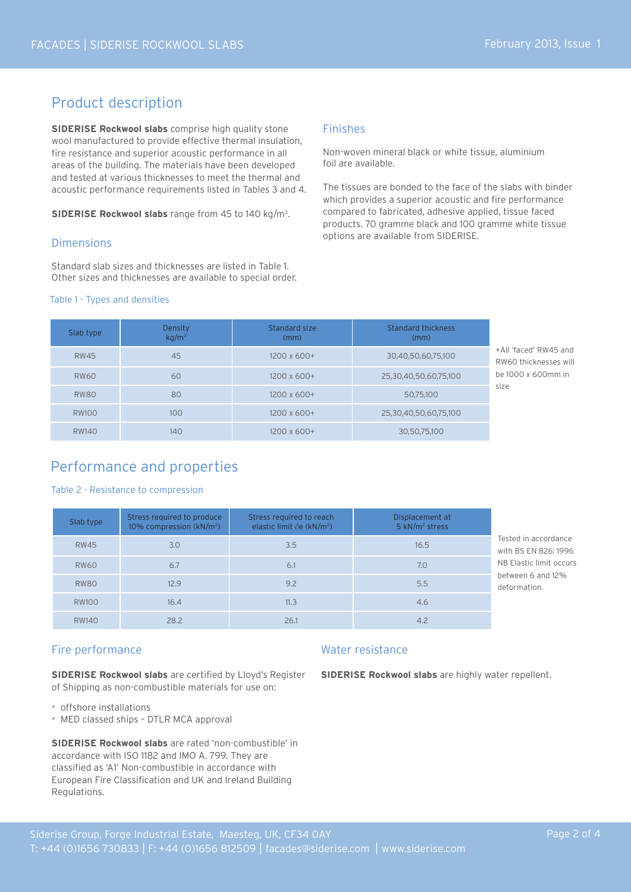# Product description

**SIDERISE Rockwool slabs** comprise high quality stone wool manufactured to provide effective thermal insulation, fire resistance and superior acoustic performance in all areas of the building. The materials have been developed and tested at various thicknesses to meet the thermal and acoustic performance requirements listed in Tables 3 and 4.

**SIDERISE Rockwool slabs** range from 45 to 140 kg/m³.

## Dimensions

Standard slab sizes and thicknesses are listed in Table 1. Other sizes and thicknesses are available to special order.

## Finishes

Non-woven mineral black or white tissue, aluminium foil are available.

The tissues are bonded to the face of the slabs with binder which provides a superior acoustic and fire performance compared to fabricated, adhesive applied, tissue faced products. 70 gramme black and 100 gramme white tissue options are available from SIDERISE.

Table 1 - Types and densities

| Slab type | Density kg/m³ | Standard size (mm) | Standard thickness (mm) |
|---|---|---|---|
| RW45 | 45 | 1200 x 600+ | 30,40,50,60,75,100 |
| RW60 | 60 | 1200 x 600+ | 25,30,40,50,60,75,100 |
| RW80 | 80 | 1200 x 600+ | 50,75,100 |
| RW100 | 100 | 1200 x 600+ | 25,30,40,50,60,75,100 |
| RW140 | 140 | 1200 x 600+ | 30,50,75,100 |

+All 'faced' RW45 and RW60 thicknesses will be 1000 x 600mm in size

# Performance and properties

Table 2 - Resistance to compression

| Slab type | Stress required to produce 10% compression (kN/m²) | Stress required to reach elastic limit ∂e (kN/m²) | Displacement at 5 kN/m² stress |
|---|---|---|---|
| RW45 | 3.0 | 3.5 | 16.5 |
| RW60 | 6.7 | 6.1 | 7.0 |
| RW80 | 12.9 | 9.2 | 5.5 |
| RW100 | 16.4 | 11.3 | 4.6 |
| RW140 | 28.2 | 26.1 | 4.2 |

Tested in accordance with BS EN 826: 1996 NB Elastic limit occurs between 6 and 12% deformation.

## Fire performance

**SIDERISE Rockwool slabs** are certified by Lloyd's Register of Shipping as non-combustible materials for use on:

- offshore installations
- MED classed ships – DTLR MCA approval

**SIDERISE Rockwool slabs** are rated 'non-combustible' in accordance with ISO 1182 and IMO A. 799. They are classified as 'A1' Non-combustible in accordance with European Fire Classification and UK and Ireland Building Regulations.

## Water resistance

**SIDERISE Rockwool slabs** are highly water repellent.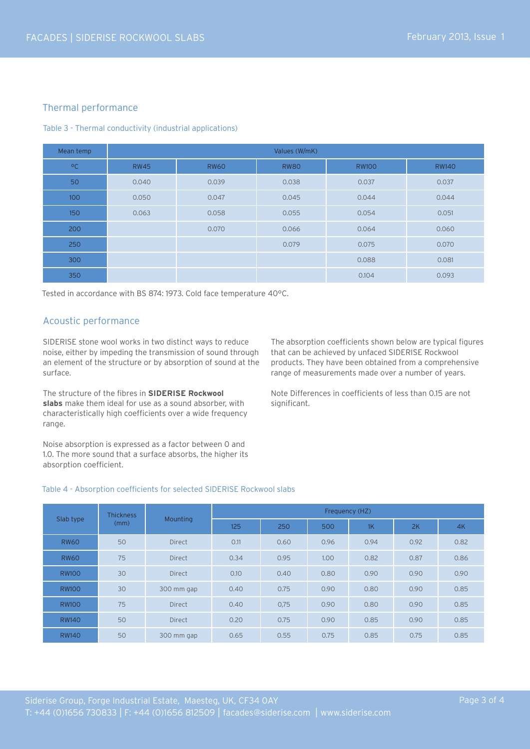## Thermal performance

Table 3 - Thermal conductivity (industrial applications)

| Mean temp | Values (W/mK) | | | | |
|---|---|---|---|---|---|
| °C | RW45 | RW60 | RW80 | RW100 | RW140 |
| 50 | 0.040 | 0.039 | 0.038 | 0.037 | 0.037 |
| 100 | 0.050 | 0.047 | 0.045 | 0.044 | 0.044 |
| 150 | 0.063 | 0.058 | 0.055 | 0.054 | 0.051 |
| 200 | | 0.070 | 0.066 | 0.064 | 0.060 |
| 250 | | | 0.079 | 0.075 | 0.070 |
| 300 | | | | 0.088 | 0.081 |
| 350 | | | | 0.104 | 0.093 |

Tested in accordance with BS 874: 1973. Cold face temperature 40°C.

## Acoustic performance

SIDERISE stone wool works in two distinct ways to reduce noise, either by impeding the transmission of sound through an element of the structure or by absorption of sound at the surface.

The structure of the fibres in **SIDERISE Rockwool slabs** make them ideal for use as a sound absorber, with characteristically high coefficients over a wide frequency range.

Noise absorption is expressed as a factor between 0 and 1.0. The more sound that a surface absorbs, the higher its absorption coefficient.

The absorption coefficients shown below are typical figures that can be achieved by unfaced SIDERISE Rockwool products. They have been obtained from a comprehensive range of measurements made over a number of years.

Note Differences in coefficients of less than 0.15 are not significant.

Table 4 - Absorption coefficients for selected SIDERISE Rockwool slabs

| Slab type | Thickness (mm) | Mounting | Frequency (HZ) | | | | | |
|---|---|---|---|---|---|---|---|---|
| | | | 125 | 250 | 500 | 1K | 2K | 4K |
| RW60 | 50 | Direct | 0.11 | 0.60 | 0.96 | 0.94 | 0.92 | 0.82 |
| RW60 | 75 | Direct | 0.34 | 0.95 | 1.00 | 0.82 | 0.87 | 0.86 |
| RW100 | 30 | Direct | 0.10 | 0.40 | 0.80 | 0.90 | 0.90 | 0.90 |
| RW100 | 30 | 300 mm gap | 0.40 | 0.75 | 0.90 | 0.80 | 0.90 | 0.85 |
| RW100 | 75 | Direct | 0.40 | 0.75 | 0.90 | 0.80 | 0.90 | 0.85 |
| RW140 | 50 | Direct | 0.20 | 0.75 | 0.90 | 0.85 | 0.90 | 0.85 |
| RW140 | 50 | 300 mm gap | 0.65 | 0.55 | 0.75 | 0.85 | 0.75 | 0.85 |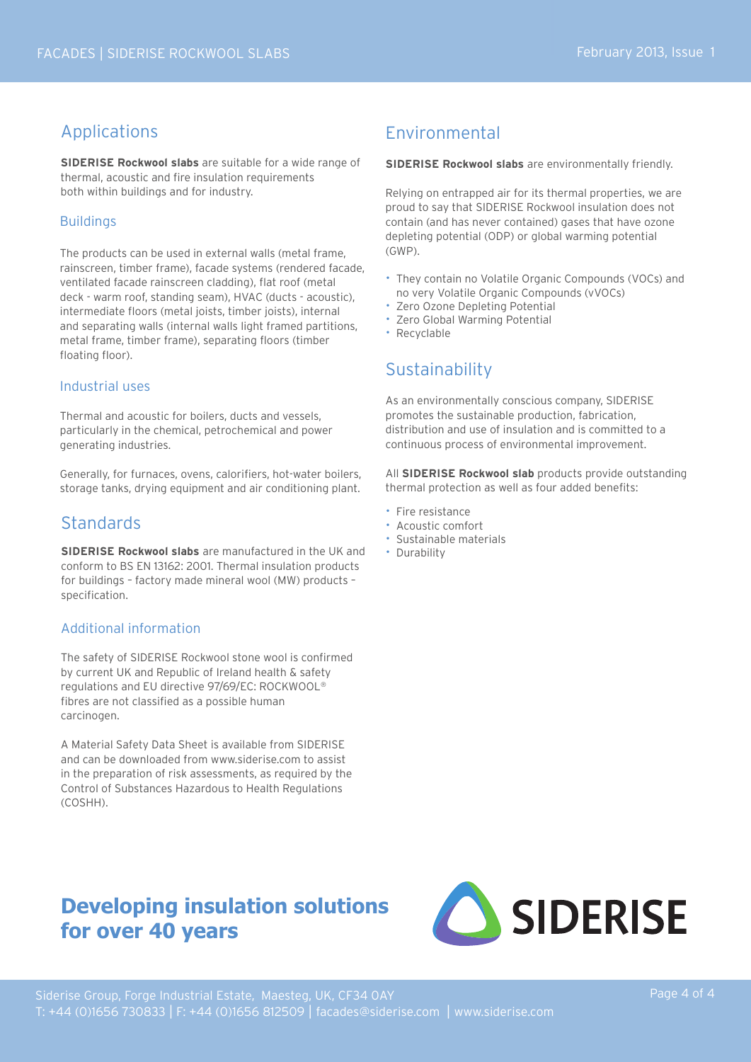## Applications

**SIDERISE Rockwool slabs** are suitable for a wide range of thermal, acoustic and fire insulation requirements both within buildings and for industry.

### Buildings

The products can be used in external walls (metal frame, rainscreen, timber frame), facade systems (rendered facade, ventilated facade rainscreen cladding), flat roof (metal deck - warm roof, standing seam), HVAC (ducts - acoustic), intermediate floors (metal joists, timber joists), internal and separating walls (internal walls light framed partitions, metal frame, timber frame), separating floors (timber floating floor).

### Industrial uses

Thermal and acoustic for boilers, ducts and vessels, particularly in the chemical, petrochemical and power generating industries.

Generally, for furnaces, ovens, calorifiers, hot-water boilers, storage tanks, drying equipment and air conditioning plant.

## Standards

**SIDERISE Rockwool slabs** are manufactured in the UK and conform to BS EN 13162: 2001. Thermal insulation products for buildings – factory made mineral wool (MW) products – specification.

### Additional information

The safety of SIDERISE Rockwool stone wool is confirmed by current UK and Republic of Ireland health & safety regulations and EU directive 97/69/EC: ROCKWOOL® fibres are not classified as a possible human carcinogen.

A Material Safety Data Sheet is available from SIDERISE and can be downloaded from www.siderise.com to assist in the preparation of risk assessments, as required by the Control of Substances Hazardous to Health Regulations (COSHH).

## Environmental

**SIDERISE Rockwool slabs** are environmentally friendly.

Relying on entrapped air for its thermal properties, we are proud to say that SIDERISE Rockwool insulation does not contain (and has never contained) gases that have ozone depleting potential (ODP) or global warming potential (GWP).

- They contain no Volatile Organic Compounds (VOCs) and no very Volatile Organic Compounds (vVOCs)
- Zero Ozone Depleting Potential
- Zero Global Warming Potential
- Recyclable

## Sustainability

As an environmentally conscious company, SIDERISE promotes the sustainable production, fabrication, distribution and use of insulation and is committed to a continuous process of environmental improvement.

All **SIDERISE Rockwool slab** products provide outstanding thermal protection as well as four added benefits:

- Fire resistance
- Acoustic comfort
- Sustainable materials
- Durability

**Developing insulation solutions for over 40 years**

SIDERISE

Siderise Group, Forge Industrial Estate, Maesteg, UK, CF34 0AY
T: +44 (0)1656 730833 | F: +44 (0)1656 812509 | facades@siderise.com | www.siderise.com